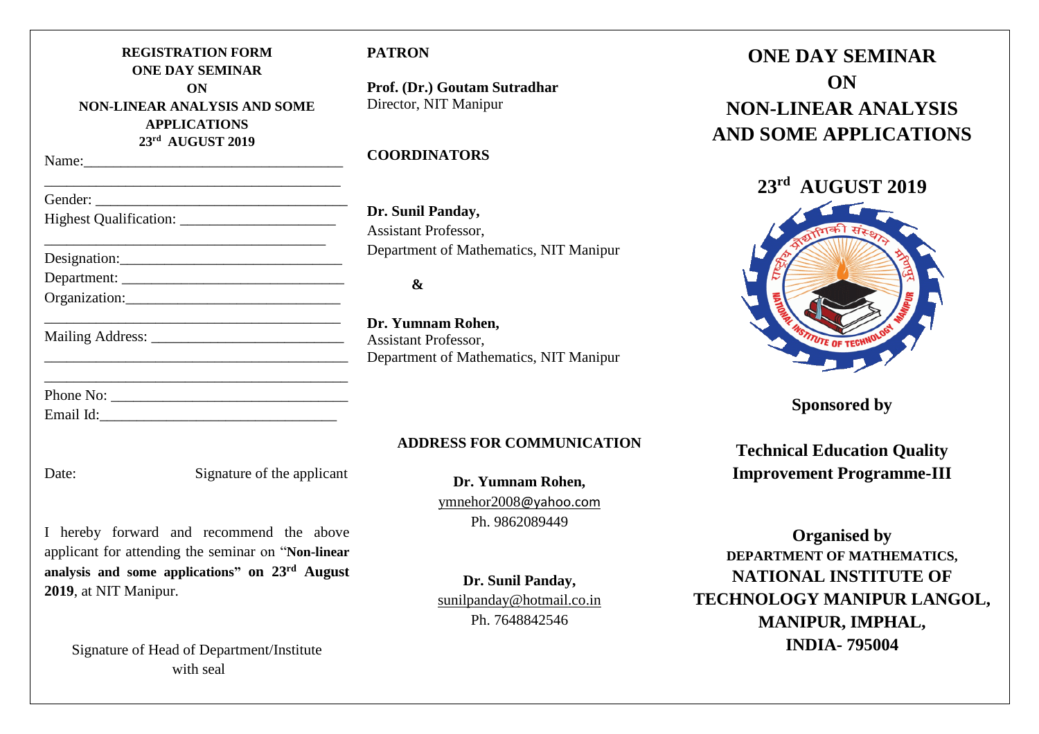**REGISTRATION FORM**
**ONE DAY SEMINAR**
**ON**
**NON-LINEAR ANALYSIS AND SOME APPLICATIONS**
**23rd AUGUST 2019**

Name:___________________________________

________________________________________

Gender: _________________________________

Highest Qualification: _____________________

________________________________________

Designation:______________________________

Department: ______________________________

Organization:_____________________________

________________________________________

Mailing Address: __________________________

________________________________________

________________________________________

Phone No: _______________________________

Email Id:_________________________________

Date: Signature of the applicant

I hereby forward and recommend the above applicant for attending the seminar on "**Non-linear analysis and some applications" on 23rd August 2019**, at NIT Manipur.

Signature of Head of Department/Institute with seal

**PATRON**

**Prof. (Dr.) Goutam Sutradhar**
Director, NIT Manipur

**COORDINATORS**

**Dr. Sunil Panday,**
Assistant Professor,
Department of Mathematics, NIT Manipur

**&**

**Dr. Yumnam Rohen,**
Assistant Professor,
Department of Mathematics, NIT Manipur

**ADDRESS FOR COMMUNICATION**

**Dr. Yumnam Rohen,**
ymnehor2008@yahoo.com
Ph. 9862089449

**Dr. Sunil Panday,**
sunilpanday@hotmail.co.in
Ph. 7648842546

# ONE DAY SEMINAR ON NON-LINEAR ANALYSIS AND SOME APPLICATIONS

## 23rd AUGUST 2019

**Sponsored by**

**Technical Education Quality Improvement Programme-III**

**Organised by**

**DEPARTMENT OF MATHEMATICS,**
**NATIONAL INSTITUTE OF TECHNOLOGY MANIPUR LANGOL, MANIPUR, IMPHAL, INDIA- 795004**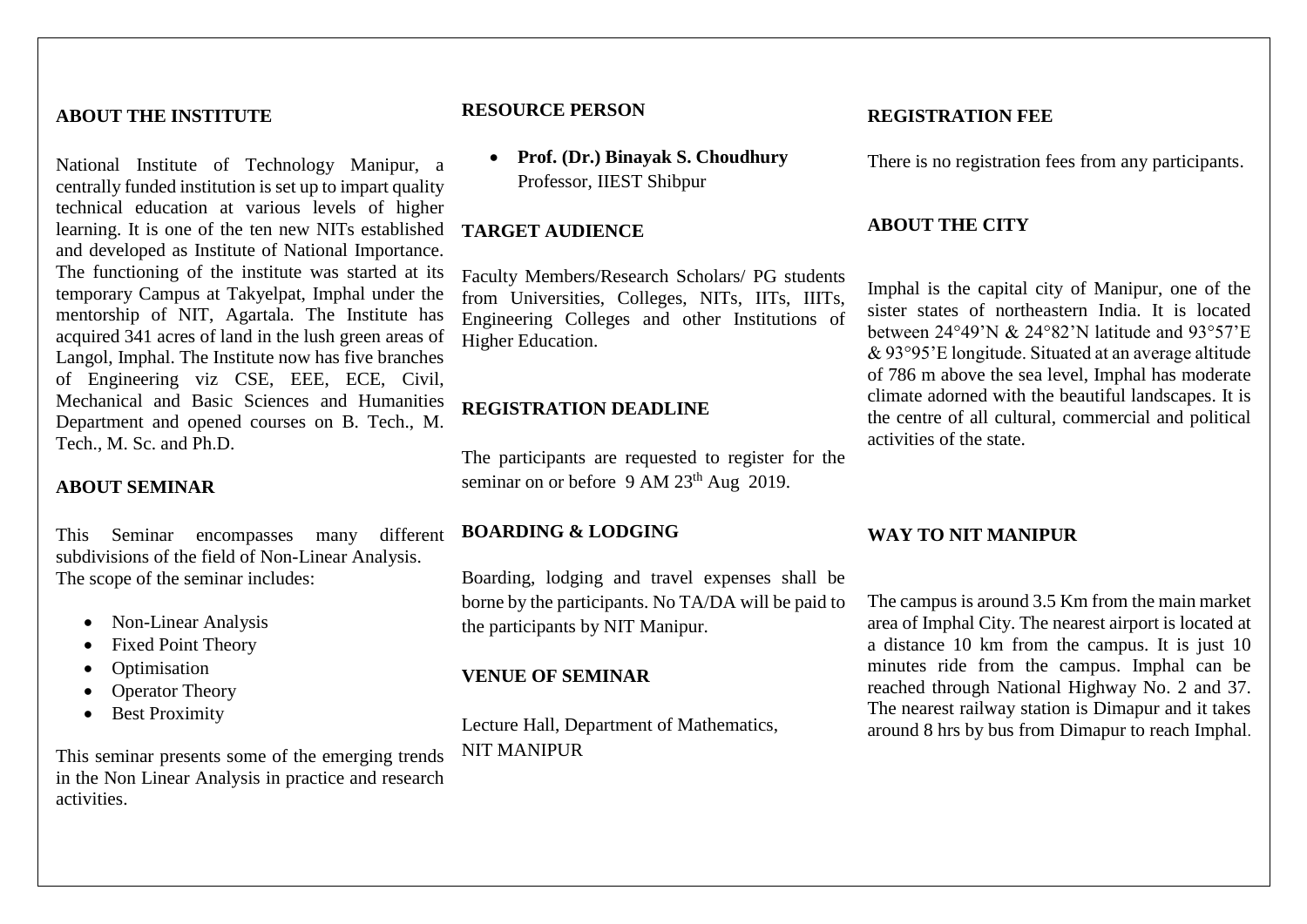## ABOUT THE INSTITUTE

National Institute of Technology Manipur, a centrally funded institution is set up to impart quality technical education at various levels of higher learning. It is one of the ten new NITs established and developed as Institute of National Importance. The functioning of the institute was started at its temporary Campus at Takyelpat, Imphal under the mentorship of NIT, Agartala. The Institute has acquired 341 acres of land in the lush green areas of Langol, Imphal. The Institute now has five branches of Engineering viz CSE, EEE, ECE, Civil, Mechanical and Basic Sciences and Humanities Department and opened courses on B. Tech., M. Tech., M. Sc. and Ph.D.

## ABOUT SEMINAR

This Seminar encompasses many different subdivisions of the field of Non-Linear Analysis. The scope of the seminar includes:

- Non-Linear Analysis
- Fixed Point Theory
- Optimisation
- Operator Theory
- Best Proximity

This seminar presents some of the emerging trends in the Non Linear Analysis in practice and research activities.

## RESOURCE PERSON

- **Prof. (Dr.) Binayak S. Choudhury**  
  Professor, IIEST Shibpur

## TARGET AUDIENCE

Faculty Members/Research Scholars/ PG students from Universities, Colleges, NITs, IITs, IIITs, Engineering Colleges and other Institutions of Higher Education.

## REGISTRATION DEADLINE

The participants are requested to register for the seminar on or before 9 AM 23th Aug 2019.

## BOARDING & LODGING

Boarding, lodging and travel expenses shall be borne by the participants. No TA/DA will be paid to the participants by NIT Manipur.

## VENUE OF SEMINAR

Lecture Hall, Department of Mathematics,  
NIT MANIPUR

## REGISTRATION FEE

There is no registration fees from any participants.

## ABOUT THE CITY

Imphal is the capital city of Manipur, one of the sister states of northeastern India. It is located between 24°49'N & 24°82'N latitude and 93°57'E & 93°95'E longitude. Situated at an average altitude of 786 m above the sea level, Imphal has moderate climate adorned with the beautiful landscapes. It is the centre of all cultural, commercial and political activities of the state.

## WAY TO NIT MANIPUR

The campus is around 3.5 Km from the main market area of Imphal City. The nearest airport is located at a distance 10 km from the campus. It is just 10 minutes ride from the campus. Imphal can be reached through National Highway No. 2 and 37. The nearest railway station is Dimapur and it takes around 8 hrs by bus from Dimapur to reach Imphal.